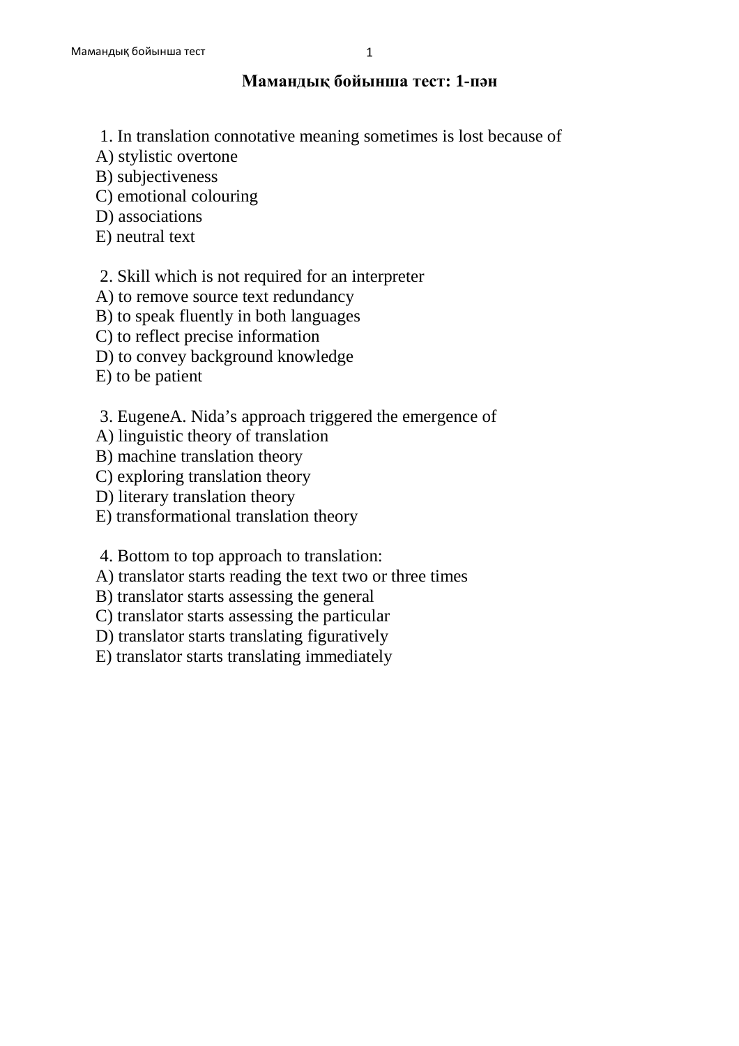# Мамандық бойынша тест: 1-пән

1. In translation connotative meaning sometimes is lost because of
A) stylistic overtone
B) subjectiveness
C) emotional colouring
D) associations
E) neutral text

2. Skill which is not required for an interpreter
A) to remove source text redundancy
B) to speak fluently in both languages
C) to reflect precise information
D) to convey background knowledge
E) to be patient

3. EugeneA. Nida's approach triggered the emergence of
A) linguistic theory of translation
B) machine translation theory
C) exploring translation theory
D) literary translation theory
E) transformational translation theory

4. Bottom to top approach to translation:
A) translator starts reading the text two or three times
B) translator starts assessing the general
C) translator starts assessing the particular
D) translator starts translating figuratively
E) translator starts translating immediately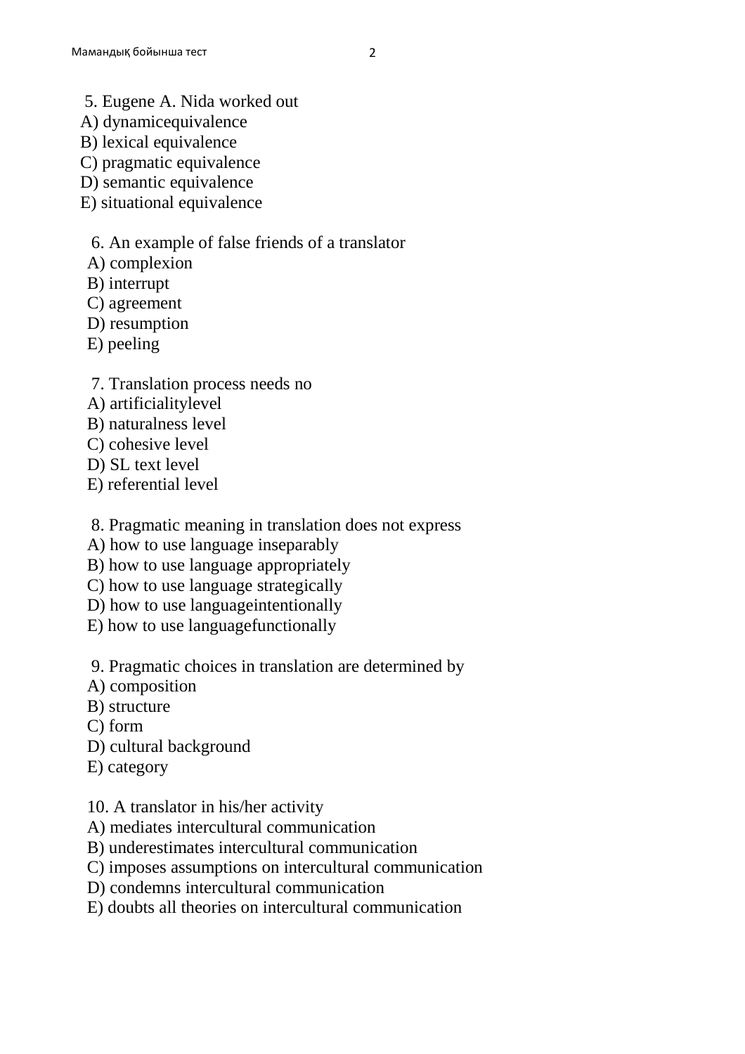5. Eugene A. Nida worked out
A) dynamicequivalence
B) lexical equivalence
C) pragmatic equivalence
D) semantic equivalence
E) situational equivalence

6. An example of false friends of a translator
A) complexion
B) interrupt
C) agreement
D) resumption
E) peeling

7. Translation process needs no
A) artificialitylevel
B) naturalness level
C) cohesive level
D) SL text level
E) referential level

8. Pragmatic meaning in translation does not express
A) how to use language inseparably
B) how to use language appropriately
C) how to use language strategically
D) how to use languageintentionally
E) how to use languagefunctionally

9. Pragmatic choices in translation are determined by
A) composition
B) structure
C) form
D) cultural background
E) category

10. A translator in his/her activity
A) mediates intercultural communication
B) underestimates intercultural communication
C) imposes assumptions on intercultural communication
D) condemns intercultural communication
E) doubts all theories on intercultural communication